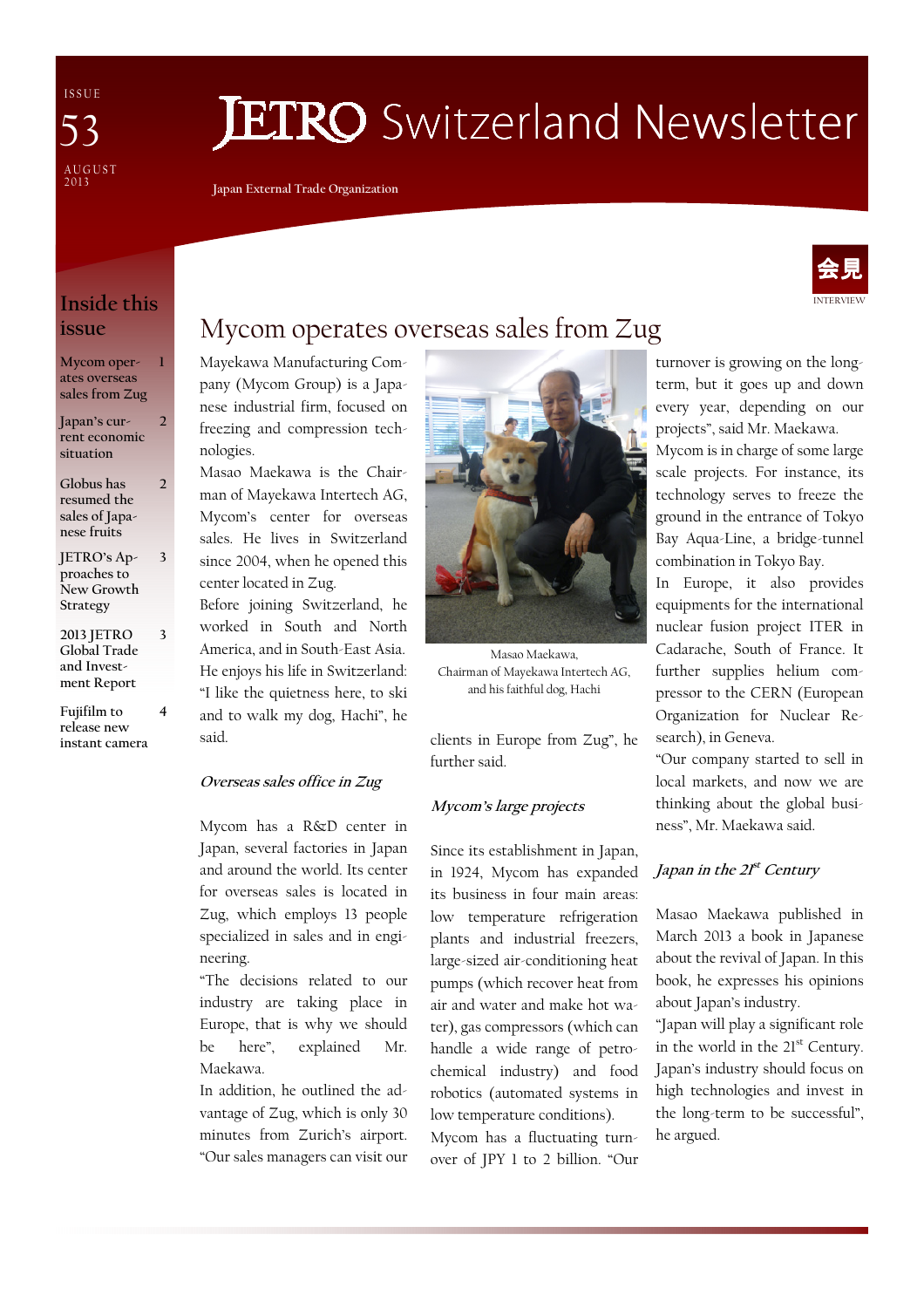# JETRO Switzerland Newsletter

ISSUE 53

AUGUST 2013

Japan External Trade Organization

## Inside this issue

| | |
|---|---|
| Mycom operates overseas sales from Zug | 1 |
| Japan's current economic situation | 2 |
| Globus has resumed the sales of Japanese fruits | 2 |
| JETRO's Approaches to New Growth Strategy | 3 |
| 2013 JETRO Global Trade and Investment Report | 3 |
| Fujifilm to release new instant camera | 4 |

会見 INTERVIEW

## Mycom operates overseas sales from Zug

Mayekawa Manufacturing Company (Mycom Group) is a Japanese industrial firm, focused on freezing and compression technologies.

Masao Maekawa is the Chairman of Mayekawa Intertech AG, Mycom's center for overseas sales. He lives in Switzerland since 2004, when he opened this center located in Zug.

Before joining Switzerland, he worked in South and North America, and in South-East Asia. He enjoys his life in Switzerland: "I like the quietness here, to ski and to walk my dog, Hachi", he said.

### *Overseas sales office in Zug*

Mycom has a R&D center in Japan, several factories in Japan and around the world. Its center for overseas sales is located in Zug, which employs 13 people specialized in sales and in engineering.

"The decisions related to our industry are taking place in Europe, that is why we should be here", explained Mr. Maekawa.

In addition, he outlined the advantage of Zug, which is only 30 minutes from Zurich's airport. "Our sales managers can visit our clients in Europe from Zug", he further said.

Masao Maekawa, Chairman of Mayekawa Intertech AG, and his faithful dog, Hachi

### *Mycom's large projects*

Since its establishment in Japan, in 1924, Mycom has expanded its business in four main areas: low temperature refrigeration plants and industrial freezers, large-sized air-conditioning heat pumps (which recover heat from air and water and make hot water), gas compressors (which can handle a wide range of petrochemical industry) and food robotics (automated systems in low temperature conditions).

Mycom has a fluctuating turnover of JPY 1 to 2 billion. "Our turnover is growing on the long-term, but it goes up and down every year, depending on our projects", said Mr. Maekawa.

Mycom is in charge of some large scale projects. For instance, its technology serves to freeze the ground in the entrance of Tokyo Bay Aqua-Line, a bridge-tunnel combination in Tokyo Bay.

In Europe, it also provides equipments for the international nuclear fusion project ITER in Cadarache, South of France. It further supplies helium compressor to the CERN (European Organization for Nuclear Research), in Geneva.

"Our company started to sell in local markets, and now we are thinking about the global business", Mr. Maekawa said.

### *Japan in the 21st Century*

Masao Maekawa published in March 2013 a book in Japanese about the revival of Japan. In this book, he expresses his opinions about Japan's industry.

"Japan will play a significant role in the world in the 21st Century. Japan's industry should focus on high technologies and invest in the long-term to be successful", he argued.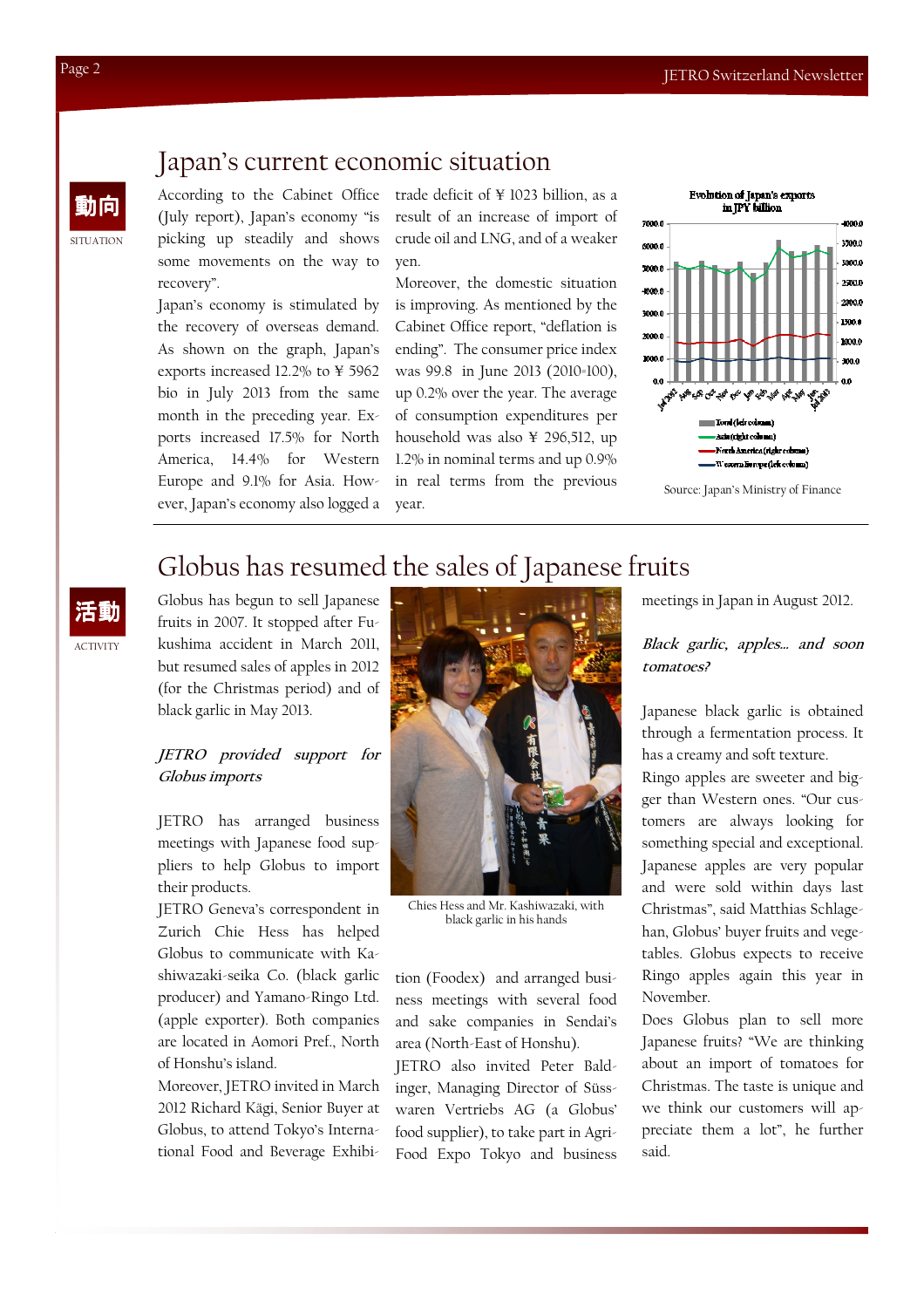# Japan's current economic situation

動向

SITUATION

According to the Cabinet Office (July report), Japan's economy "is picking up steadily and shows some movements on the way to recovery".

Japan's economy is stimulated by the recovery of overseas demand. As shown on the graph, Japan's exports increased 12.2% to ¥ 5962 bio in July 2013 from the same month in the preceding year. Exports increased 17.5% for North America, 14.4% for Western Europe and 9.1% for Asia. However, Japan's economy also logged a trade deficit of ¥ 1023 billion, as a result of an increase of import of crude oil and LNG, and of a weaker yen.

Moreover, the domestic situation is improving. As mentioned by the Cabinet Office report, "deflation is ending". The consumer price index was 99.8 in June 2013 (2010=100), up 0.2% over the year. The average of consumption expenditures per household was also ¥ 296,512, up 1.2% in nominal terms and up 0.9% in real terms from the previous year.

Evolution of Japan's exports in JPY billion

Source: Japan's Ministry of Finance

# Globus has resumed the sales of Japanese fruits

活動

ACTIVITY

Globus has begun to sell Japanese fruits in 2007. It stopped after Fukushima accident in March 2011, but resumed sales of apples in 2012 (for the Christmas period) and of black garlic in May 2013.

*JETRO provided support for Globus imports*

JETRO has arranged business meetings with Japanese food suppliers to help Globus to import their products.

JETRO Geneva's correspondent in Zurich Chie Hess has helped Globus to communicate with Kashiwazaki-seika Co. (black garlic producer) and Yamano-Ringo Ltd. (apple exporter). Both companies are located in Aomori Pref., North of Honshu's island.

Moreover, JETRO invited in March 2012 Richard Kägi, Senior Buyer at Globus, to attend Tokyo's International Food and Beverage Exhibition (Foodex) and arranged business meetings with several food and sake companies in Sendai's area (North-East of Honshu).

Chies Hess and Mr. Kashiwazaki, with black garlic in his hands

JETRO also invited Peter Baldinger, Managing Director of Süsswaren Vertriebs AG (a Globus' food supplier), to take part in Agri-Food Expo Tokyo and business meetings in Japan in August 2012.

*Black garlic, apples... and soon tomatoes?*

Japanese black garlic is obtained through a fermentation process. It has a creamy and soft texture.

Ringo apples are sweeter and bigger than Western ones. "Our customers are always looking for something special and exceptional. Japanese apples are very popular and were sold within days last Christmas", said Matthias Schlagehan, Globus' buyer fruits and vegetables. Globus expects to receive Ringo apples again this year in November.

Does Globus plan to sell more Japanese fruits? "We are thinking about an import of tomatoes for Christmas. The taste is unique and we think our customers will appreciate them a lot", he further said.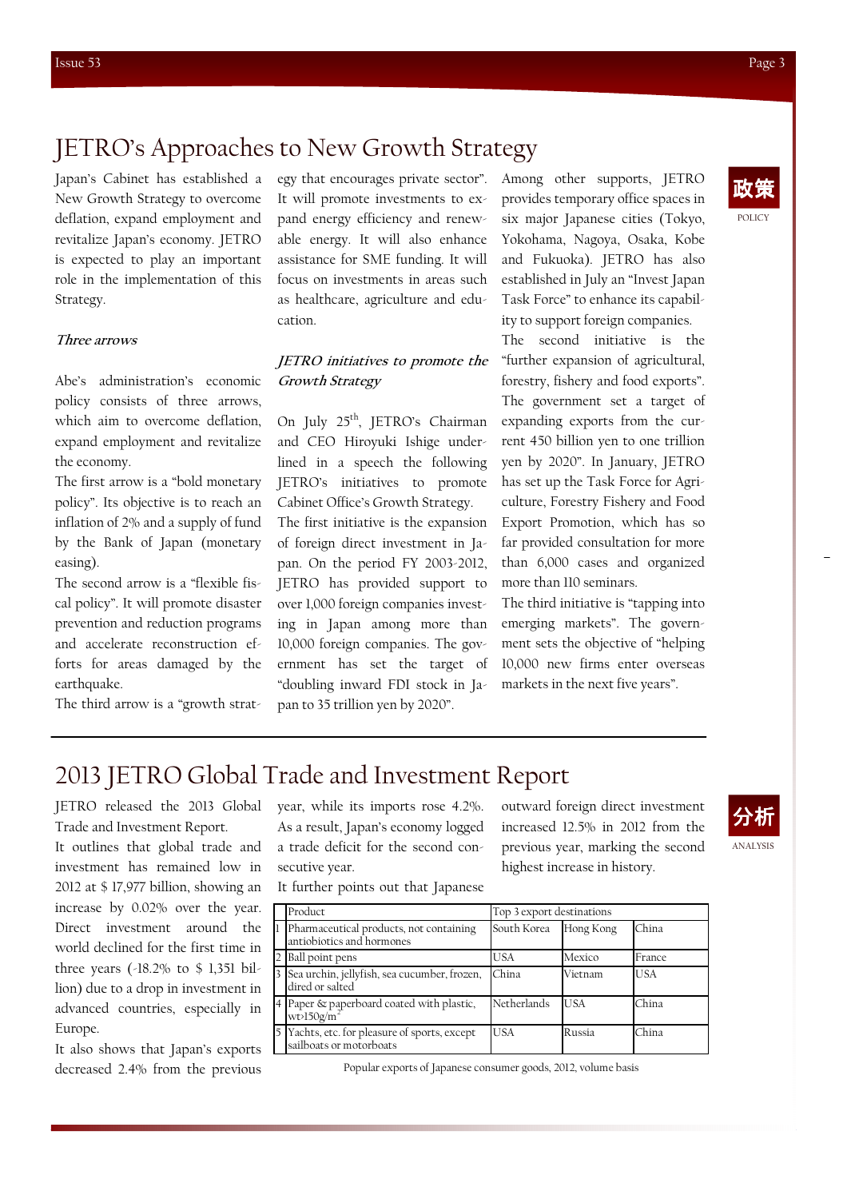# JETRO's Approaches to New Growth Strategy

政策

POLICY

Japan's Cabinet has established a New Growth Strategy to overcome deflation, expand employment and revitalize Japan's economy. JETRO is expected to play an important role in the implementation of this Strategy.

### *Three arrows*

Abe's administration's economic policy consists of three arrows, which aim to overcome deflation, expand employment and revitalize the economy.

The first arrow is a "bold monetary policy". Its objective is to reach an inflation of 2% and a supply of fund by the Bank of Japan (monetary easing).

The second arrow is a "flexible fiscal policy". It will promote disaster prevention and reduction programs and accelerate reconstruction efforts for areas damaged by the earthquake.

The third arrow is a "growth strategy that encourages private sector". It will promote investments to expand energy efficiency and renewable energy. It will also enhance assistance for SME funding. It will focus on investments in areas such as healthcare, agriculture and education.

### *JETRO initiatives to promote the Growth Strategy*

On July 25th, JETRO's Chairman and CEO Hiroyuki Ishige underlined in a speech the following JETRO's initiatives to promote Cabinet Office's Growth Strategy.

The first initiative is the expansion of foreign direct investment in Japan. On the period FY 2003-2012, JETRO has provided support to over 1,000 foreign companies investing in Japan among more than 10,000 foreign companies. The government has set the target of "doubling inward FDI stock in Japan to 35 trillion yen by 2020".

Among other supports, JETRO provides temporary office spaces in six major Japanese cities (Tokyo, Yokohama, Nagoya, Osaka, Kobe and Fukuoka). JETRO has also established in July an "Invest Japan Task Force" to enhance its capability to support foreign companies.

The second initiative is the "further expansion of agricultural, forestry, fishery and food exports". The government set a target of expanding exports from the current 450 billion yen to one trillion yen by 2020". In January, JETRO has set up the Task Force for Agriculture, Forestry Fishery and Food Export Promotion, which has so far provided consultation for more than 6,000 cases and organized more than 110 seminars.

The third initiative is "tapping into emerging markets". The government sets the objective of "helping 10,000 new firms enter overseas markets in the next five years".

# 2013 JETRO Global Trade and Investment Report

分析

ANALYSIS

JETRO released the 2013 Global Trade and Investment Report.

It outlines that global trade and investment has remained low in 2012 at $ 17,977 billion, showing an increase by 0.02% over the year. Direct investment around the world declined for the first time in three years (-18.2% to $ 1,351 billion) due to a drop in investment in advanced countries, especially in Europe.

It also shows that Japan's exports decreased 2.4% from the previous year, while its imports rose 4.2%. As a result, Japan's economy logged a trade deficit for the second consecutive year.

It further points out that Japanese outward foreign direct investment increased 12.5% in 2012 from the previous year, marking the second highest increase in history.

| | Product | Top 3 export destinations | | |
|---|---|---|---|---|
| 1 | Pharmaceutical products, not containing antiobiotics and hormones | South Korea | Hong Kong | China |
| 2 | Ball point pens | USA | Mexico | France |
| 3 | Sea urchin, jellyfish, sea cucumber, frozen, dired or salted | China | Vietnam | USA |
| 4 | Paper & paperboard coated with plastic, wt>150g/m$^2$ | Netherlands | USA | China |
| 5 | Yachts, etc. for pleasure of sports, except sailboats or motorboats | USA | Russia | China |

Popular exports of Japanese consumer goods, 2012, volume basis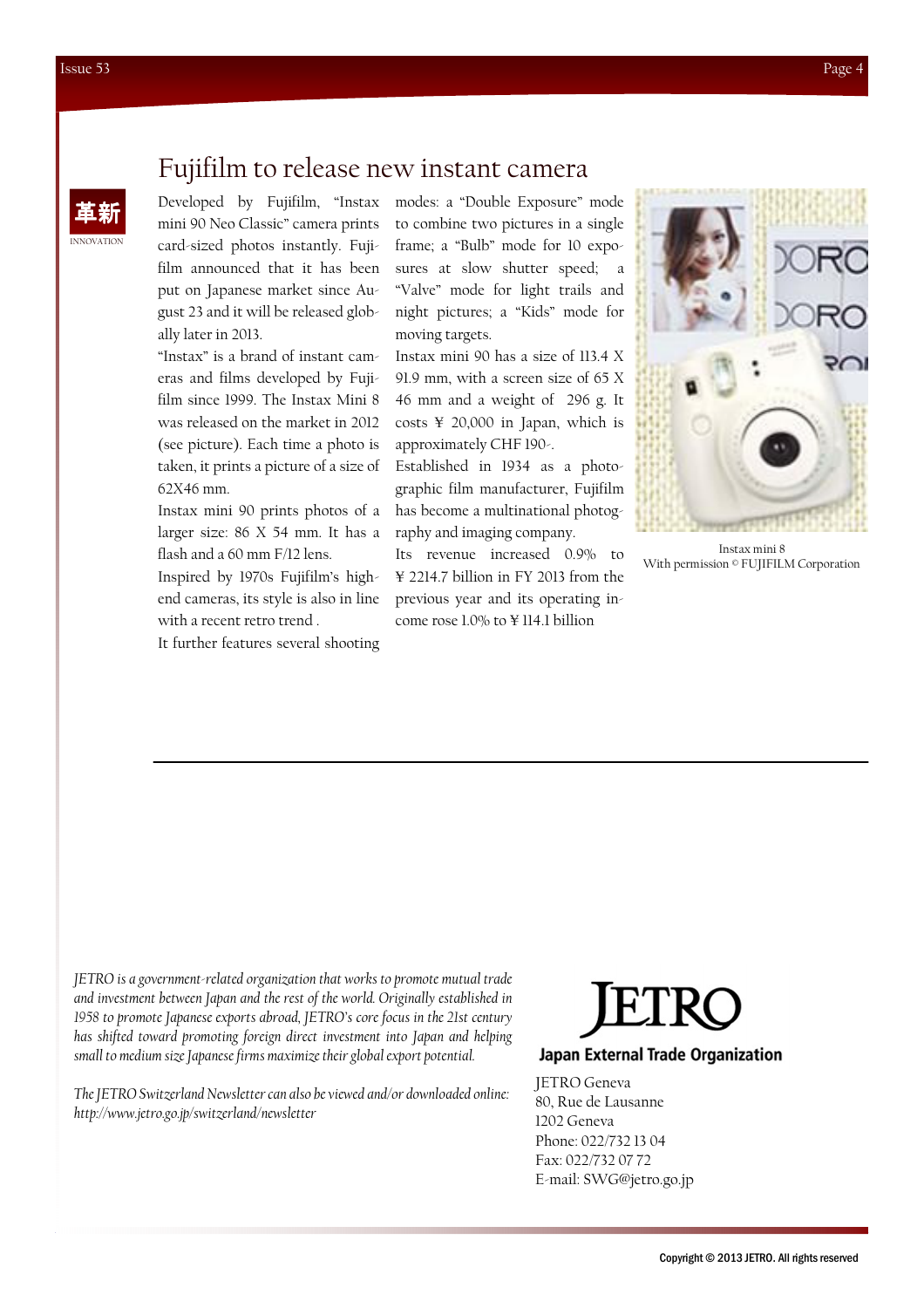# Fujifilm to release new instant camera

革新

INNOVATION

Developed by Fujifilm, "Instax mini 90 Neo Classic" camera prints card-sized photos instantly. Fujifilm announced that it has been put on Japanese market since August 23 and it will be released globally later in 2013.

"Instax" is a brand of instant cameras and films developed by Fujifilm since 1999. The Instax Mini 8 was released on the market in 2012 (see picture). Each time a photo is taken, it prints a picture of a size of 62X46 mm.

Instax mini 90 prints photos of a larger size: 86 X 54 mm. It has a flash and a 60 mm F/12 lens.

Inspired by 1970s Fujifilm's high-end cameras, its style is also in line with a recent retro trend .

It further features several shooting modes: a "Double Exposure" mode to combine two pictures in a single frame; a "Bulb" mode for 10 exposures at slow shutter speed; a "Valve" mode for light trails and night pictures; a "Kids" mode for moving targets.

Instax mini 90 has a size of 113.4 X 91.9 mm, with a screen size of 65 X 46 mm and a weight of 296 g. It costs ¥ 20,000 in Japan, which is approximately CHF 190-.

Established in 1934 as a photographic film manufacturer, Fujifilm has become a multinational photography and imaging company.

Its revenue increased 0.9% to ¥ 2214.7 billion in FY 2013 from the previous year and its operating income rose 1.0% to ¥ 114.1 billion

Instax mini 8
With permission © FUJIFILM Corporation

---

*JETRO is a government-related organization that works to promote mutual trade and investment between Japan and the rest of the world. Originally established in 1958 to promote Japanese exports abroad, JETRO's core focus in the 21st century has shifted toward promoting foreign direct investment into Japan and helping small to medium size Japanese firms maximize their global export potential.*

*The JETRO Switzerland Newsletter can also be viewed and/or downloaded online: http://www.jetro.go.jp/switzerland/newsletter*

JETRO
**Japan External Trade Organization**

JETRO Geneva
80, Rue de Lausanne
1202 Geneva
Phone: 022/732 13 04
Fax: 022/732 07 72
E-mail: SWG@jetro.go.jp

Copyright © 2013 JETRO. All rights reserved